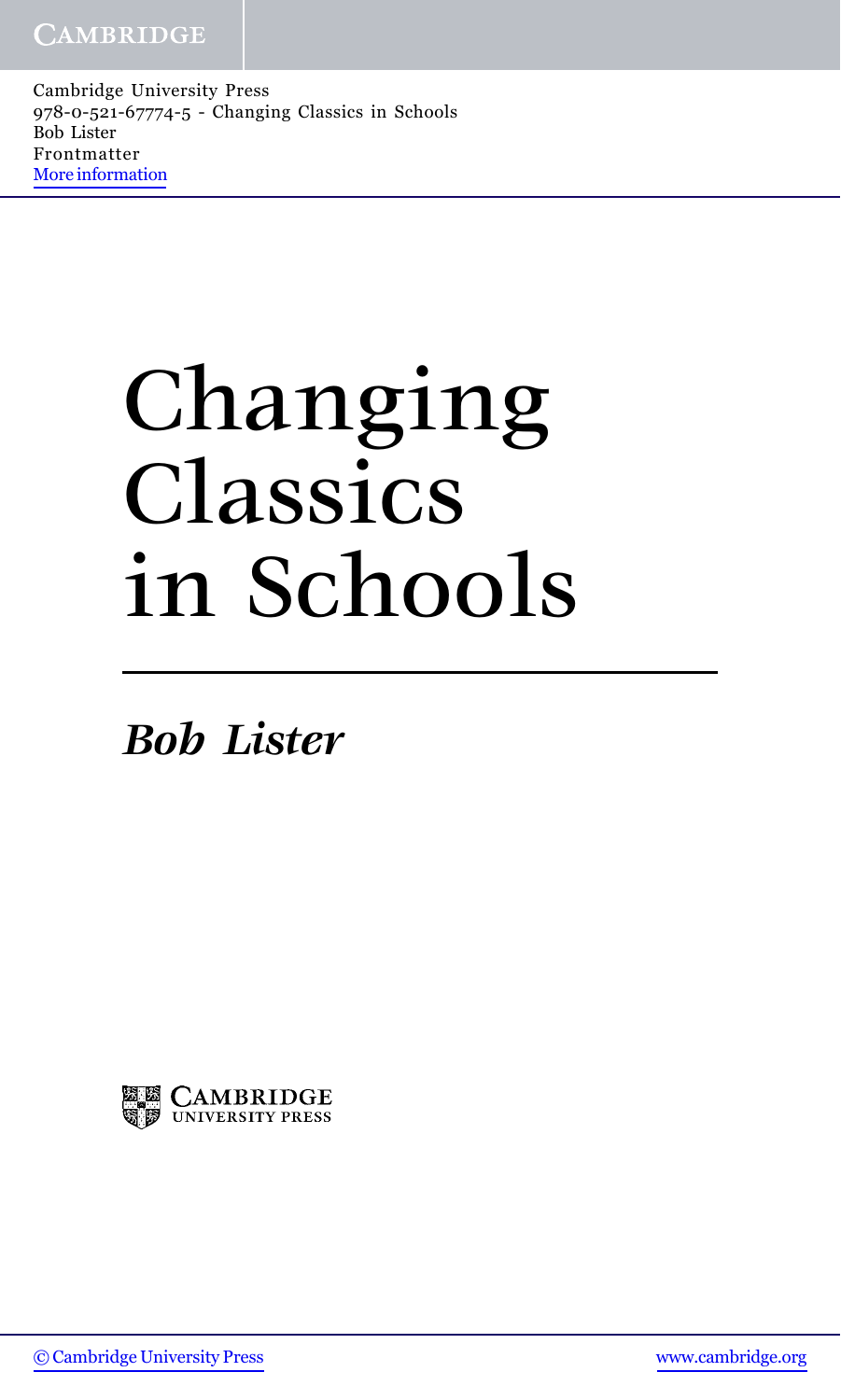# Changing Classics in Schools

***Bob Lister***

CAMBRIDGE
UNIVERSITY PRESS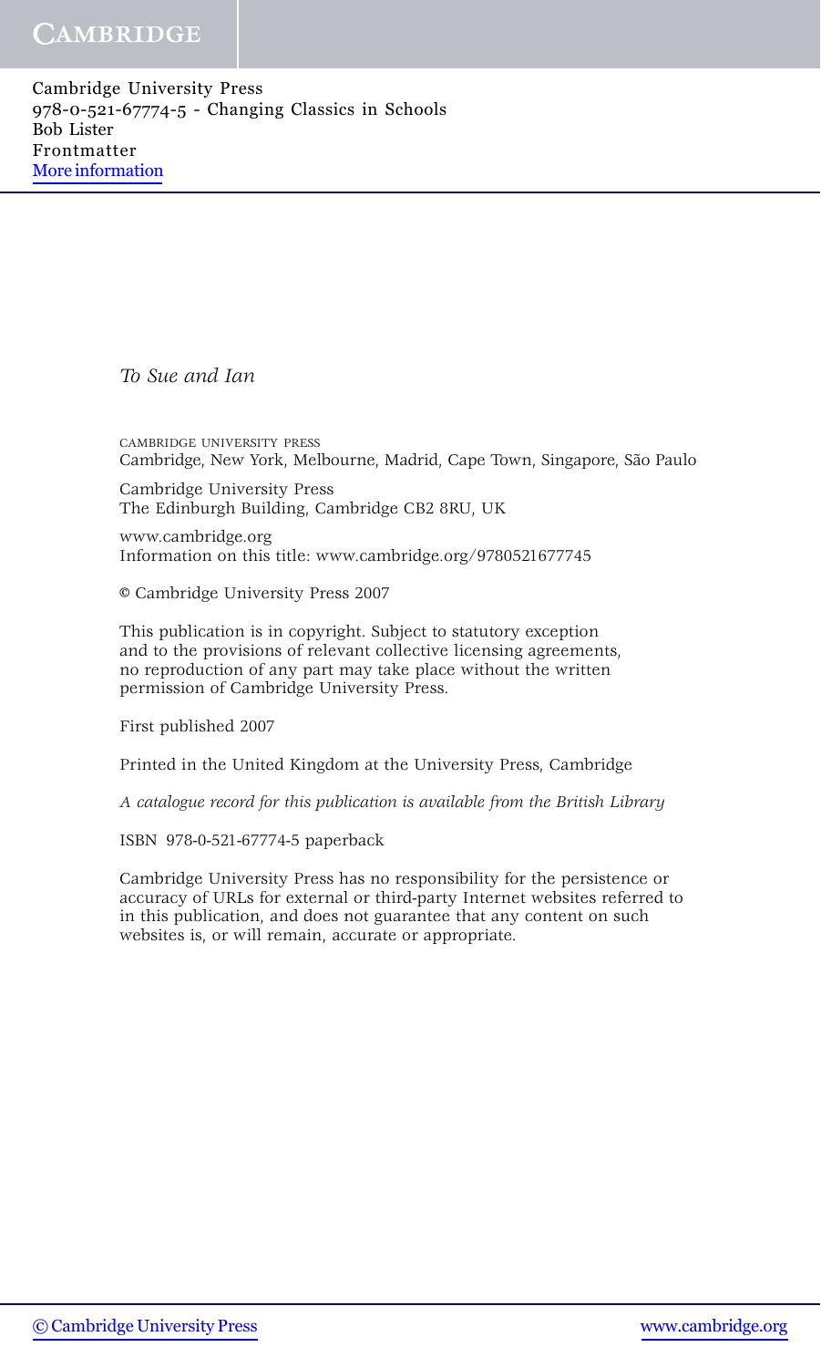*To Sue and Ian*

CAMBRIDGE UNIVERSITY PRESS
Cambridge, New York, Melbourne, Madrid, Cape Town, Singapore, São Paulo

Cambridge University Press
The Edinburgh Building, Cambridge CB2 8RU, UK

www.cambridge.org
Information on this title: www.cambridge.org/9780521677745

© Cambridge University Press 2007

This publication is in copyright. Subject to statutory exception
and to the provisions of relevant collective licensing agreements,
no reproduction of any part may take place without the written
permission of Cambridge University Press.

First published 2007

Printed in the United Kingdom at the University Press, Cambridge

*A catalogue record for this publication is available from the British Library*

ISBN 978-0-521-67774-5 paperback

Cambridge University Press has no responsibility for the persistence or
accuracy of URLs for external or third-party Internet websites referred to
in this publication, and does not guarantee that any content on such
websites is, or will remain, accurate or appropriate.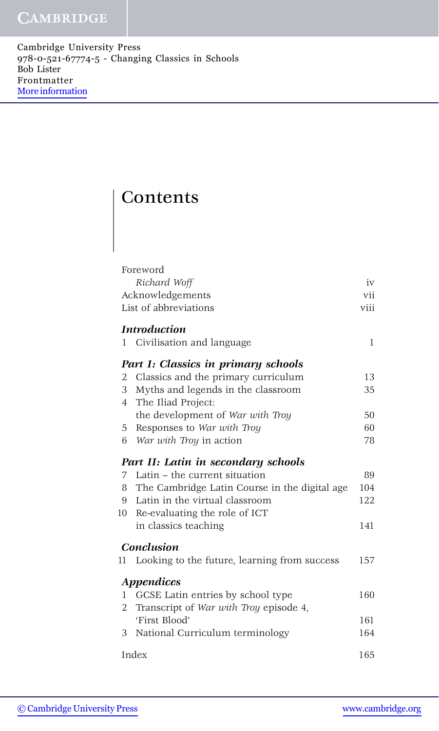# Contents

| | | |
|---|---|---|
| Foreword | | |
| | *Richard Woff* | iv |
| Acknowledgements | | vii |
| List of abbreviations | | viii |
| ***Introduction*** | | |
| 1 | Civilisation and language | 1 |
| ***Part I: Classics in primary schools*** | | |
| 2 | Classics and the primary curriculum | 13 |
| 3 | Myths and legends in the classroom | 35 |
| 4 | The Iliad Project: the development of *War with Troy* | 50 |
| 5 | Responses to *War with Troy* | 60 |
| 6 | *War with Troy* in action | 78 |
| ***Part II: Latin in secondary schools*** | | |
| 7 | Latin – the current situation | 89 |
| 8 | The Cambridge Latin Course in the digital age | 104 |
| 9 | Latin in the virtual classroom | 122 |
| 10 | Re-evaluating the role of ICT in classics teaching | 141 |
| ***Conclusion*** | | |
| 11 | Looking to the future, learning from success | 157 |
| ***Appendices*** | | |
| 1 | GCSE Latin entries by school type | 160 |
| 2 | Transcript of *War with Troy* episode 4, 'First Blood' | 161 |
| 3 | National Curriculum terminology | 164 |
| Index | | 165 |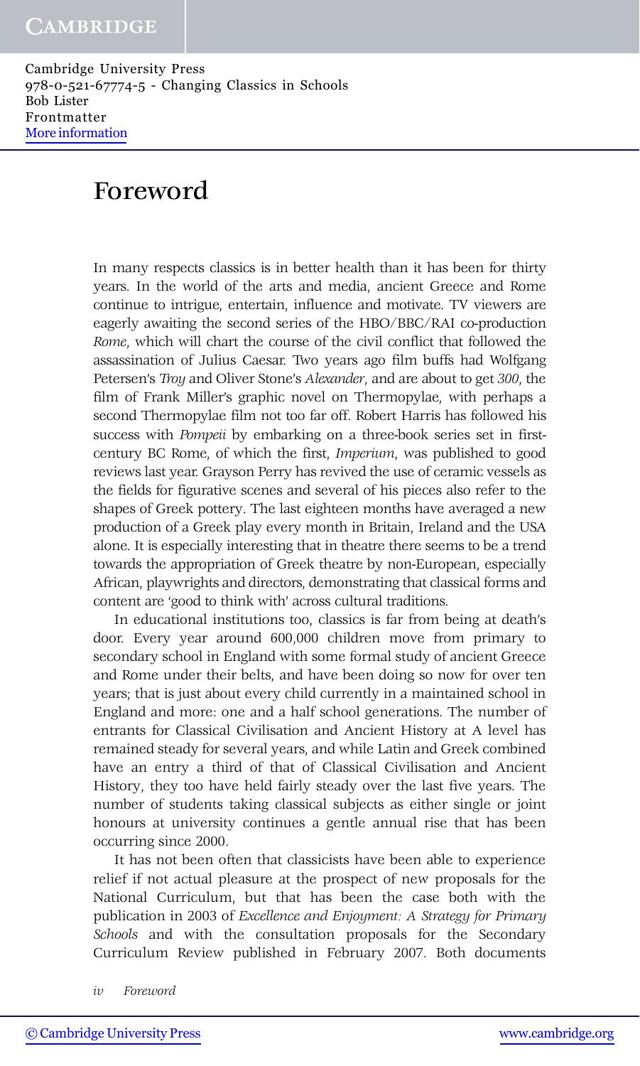# Foreword

In many respects classics is in better health than it has been for thirty years. In the world of the arts and media, ancient Greece and Rome continue to intrigue, entertain, influence and motivate. TV viewers are eagerly awaiting the second series of the HBO/BBC/RAI co-production *Rome*, which will chart the course of the civil conflict that followed the assassination of Julius Caesar. Two years ago film buffs had Wolfgang Petersen's *Troy* and Oliver Stone's *Alexander*, and are about to get *300*, the film of Frank Miller's graphic novel on Thermopylae, with perhaps a second Thermopylae film not too far off. Robert Harris has followed his success with *Pompeii* by embarking on a three-book series set in first-century BC Rome, of which the first, *Imperium*, was published to good reviews last year. Grayson Perry has revived the use of ceramic vessels as the fields for figurative scenes and several of his pieces also refer to the shapes of Greek pottery. The last eighteen months have averaged a new production of a Greek play every month in Britain, Ireland and the USA alone. It is especially interesting that in theatre there seems to be a trend towards the appropriation of Greek theatre by non-European, especially African, playwrights and directors, demonstrating that classical forms and content are 'good to think with' across cultural traditions.

In educational institutions too, classics is far from being at death's door. Every year around 600,000 children move from primary to secondary school in England with some formal study of ancient Greece and Rome under their belts, and have been doing so now for over ten years; that is just about every child currently in a maintained school in England and more: one and a half school generations. The number of entrants for Classical Civilisation and Ancient History at A level has remained steady for several years, and while Latin and Greek combined have an entry a third of that of Classical Civilisation and Ancient History, they too have held fairly steady over the last five years. The number of students taking classical subjects as either single or joint honours at university continues a gentle annual rise that has been occurring since 2000.

It has not been often that classicists have been able to experience relief if not actual pleasure at the prospect of new proposals for the National Curriculum, but that has been the case both with the publication in 2003 of *Excellence and Enjoyment: A Strategy for Primary Schools* and with the consultation proposals for the Secondary Curriculum Review published in February 2007. Both documents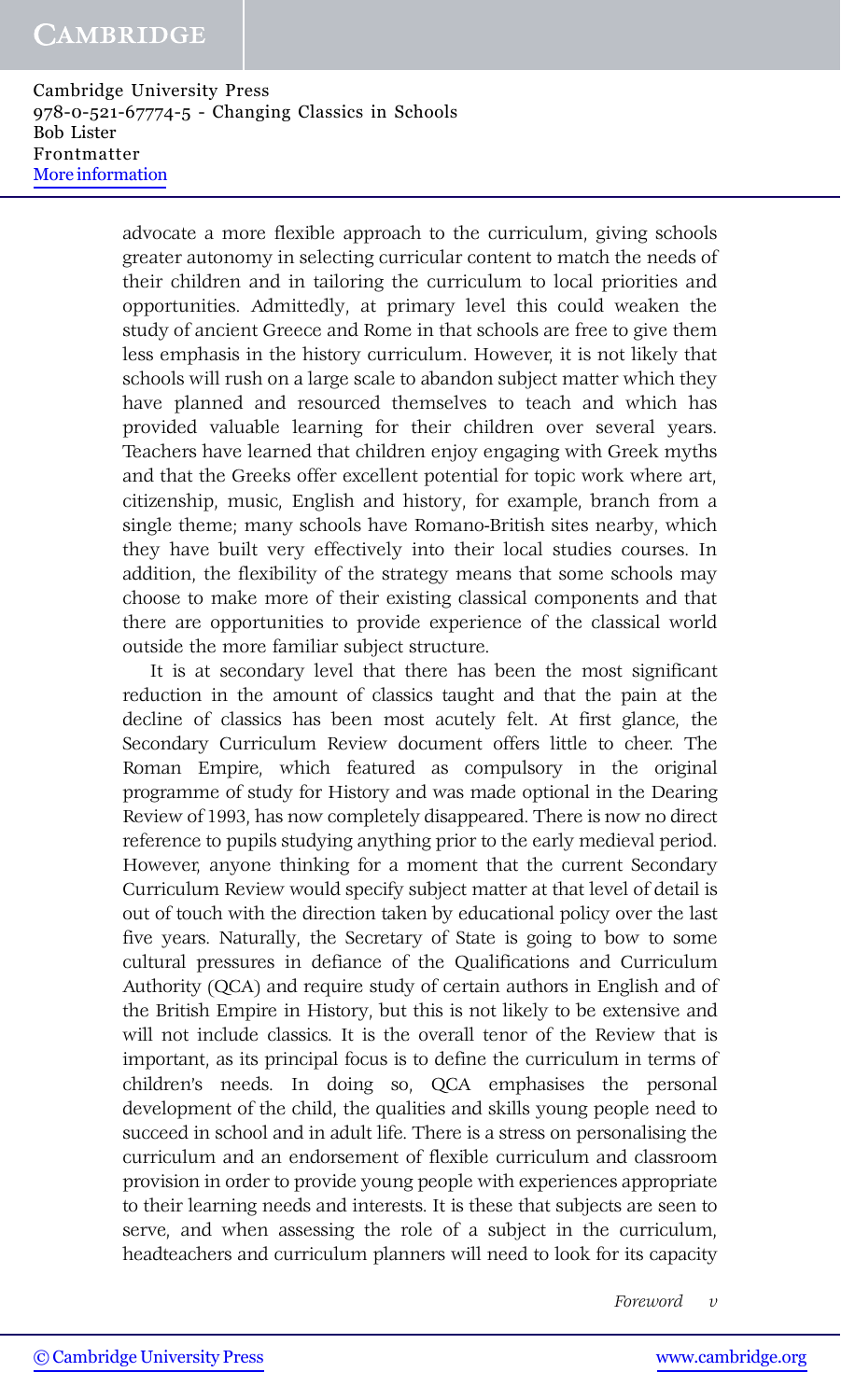advocate a more flexible approach to the curriculum, giving schools greater autonomy in selecting curricular content to match the needs of their children and in tailoring the curriculum to local priorities and opportunities. Admittedly, at primary level this could weaken the study of ancient Greece and Rome in that schools are free to give them less emphasis in the history curriculum. However, it is not likely that schools will rush on a large scale to abandon subject matter which they have planned and resourced themselves to teach and which has provided valuable learning for their children over several years. Teachers have learned that children enjoy engaging with Greek myths and that the Greeks offer excellent potential for topic work where art, citizenship, music, English and history, for example, branch from a single theme; many schools have Romano-British sites nearby, which they have built very effectively into their local studies courses. In addition, the flexibility of the strategy means that some schools may choose to make more of their existing classical components and that there are opportunities to provide experience of the classical world outside the more familiar subject structure.

It is at secondary level that there has been the most significant reduction in the amount of classics taught and that the pain at the decline of classics has been most acutely felt. At first glance, the Secondary Curriculum Review document offers little to cheer. The Roman Empire, which featured as compulsory in the original programme of study for History and was made optional in the Dearing Review of 1993, has now completely disappeared. There is now no direct reference to pupils studying anything prior to the early medieval period. However, anyone thinking for a moment that the current Secondary Curriculum Review would specify subject matter at that level of detail is out of touch with the direction taken by educational policy over the last five years. Naturally, the Secretary of State is going to bow to some cultural pressures in defiance of the Qualifications and Curriculum Authority (QCA) and require study of certain authors in English and of the British Empire in History, but this is not likely to be extensive and will not include classics. It is the overall tenor of the Review that is important, as its principal focus is to define the curriculum in terms of children's needs. In doing so, QCA emphasises the personal development of the child, the qualities and skills young people need to succeed in school and in adult life. There is a stress on personalising the curriculum and an endorsement of flexible curriculum and classroom provision in order to provide young people with experiences appropriate to their learning needs and interests. It is these that subjects are seen to serve, and when assessing the role of a subject in the curriculum, headteachers and curriculum planners will need to look for its capacity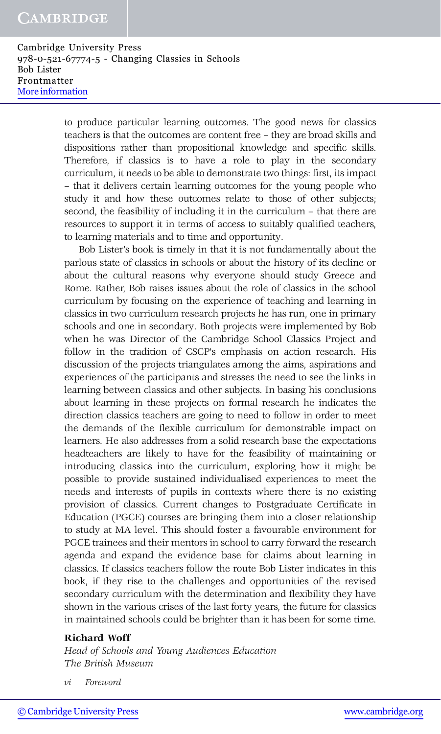to produce particular learning outcomes. The good news for classics teachers is that the outcomes are content free – they are broad skills and dispositions rather than propositional knowledge and specific skills. Therefore, if classics is to have a role to play in the secondary curriculum, it needs to be able to demonstrate two things: first, its impact – that it delivers certain learning outcomes for the young people who study it and how these outcomes relate to those of other subjects; second, the feasibility of including it in the curriculum – that there are resources to support it in terms of access to suitably qualified teachers, to learning materials and to time and opportunity.

Bob Lister's book is timely in that it is not fundamentally about the parlous state of classics in schools or about the history of its decline or about the cultural reasons why everyone should study Greece and Rome. Rather, Bob raises issues about the role of classics in the school curriculum by focusing on the experience of teaching and learning in classics in two curriculum research projects he has run, one in primary schools and one in secondary. Both projects were implemented by Bob when he was Director of the Cambridge School Classics Project and follow in the tradition of CSCP's emphasis on action research. His discussion of the projects triangulates among the aims, aspirations and experiences of the participants and stresses the need to see the links in learning between classics and other subjects. In basing his conclusions about learning in these projects on formal research he indicates the direction classics teachers are going to need to follow in order to meet the demands of the flexible curriculum for demonstrable impact on learners. He also addresses from a solid research base the expectations headteachers are likely to have for the feasibility of maintaining or introducing classics into the curriculum, exploring how it might be possible to provide sustained individualised experiences to meet the needs and interests of pupils in contexts where there is no existing provision of classics. Current changes to Postgraduate Certificate in Education (PGCE) courses are bringing them into a closer relationship to study at MA level. This should foster a favourable environment for PGCE trainees and their mentors in school to carry forward the research agenda and expand the evidence base for claims about learning in classics. If classics teachers follow the route Bob Lister indicates in this book, if they rise to the challenges and opportunities of the revised secondary curriculum with the determination and flexibility they have shown in the various crises of the last forty years, the future for classics in maintained schools could be brighter than it has been for some time.

**Richard Woff**
*Head of Schools and Young Audiences Education*
*The British Museum*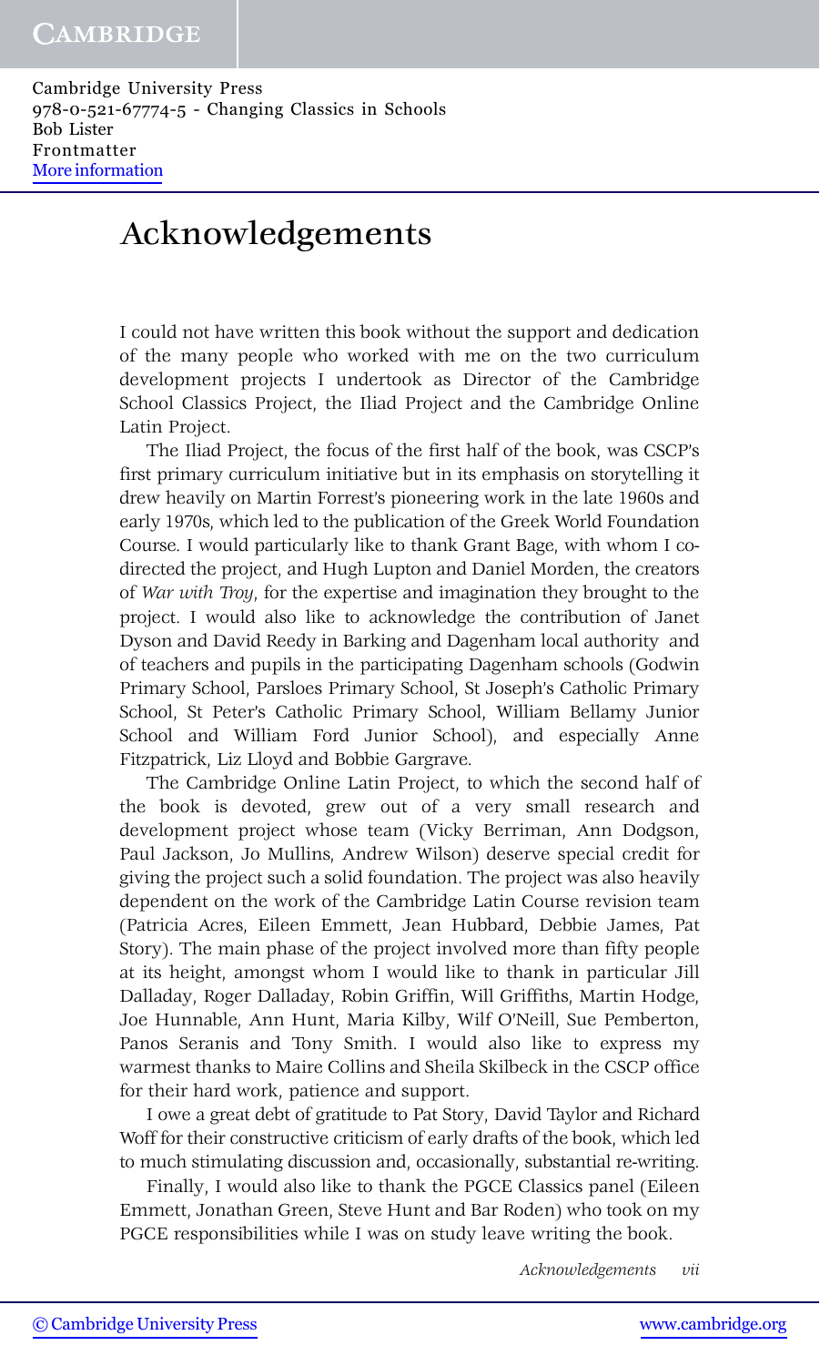# Acknowledgements

I could not have written this book without the support and dedication of the many people who worked with me on the two curriculum development projects I undertook as Director of the Cambridge School Classics Project, the Iliad Project and the Cambridge Online Latin Project.

The Iliad Project, the focus of the first half of the book, was CSCP's first primary curriculum initiative but in its emphasis on storytelling it drew heavily on Martin Forrest's pioneering work in the late 1960s and early 1970s, which led to the publication of the Greek World Foundation Course. I would particularly like to thank Grant Bage, with whom I co-directed the project, and Hugh Lupton and Daniel Morden, the creators of *War with Troy*, for the expertise and imagination they brought to the project. I would also like to acknowledge the contribution of Janet Dyson and David Reedy in Barking and Dagenham local authority and of teachers and pupils in the participating Dagenham schools (Godwin Primary School, Parsloes Primary School, St Joseph's Catholic Primary School, St Peter's Catholic Primary School, William Bellamy Junior School and William Ford Junior School), and especially Anne Fitzpatrick, Liz Lloyd and Bobbie Gargrave.

The Cambridge Online Latin Project, to which the second half of the book is devoted, grew out of a very small research and development project whose team (Vicky Berriman, Ann Dodgson, Paul Jackson, Jo Mullins, Andrew Wilson) deserve special credit for giving the project such a solid foundation. The project was also heavily dependent on the work of the Cambridge Latin Course revision team (Patricia Acres, Eileen Emmett, Jean Hubbard, Debbie James, Pat Story). The main phase of the project involved more than fifty people at its height, amongst whom I would like to thank in particular Jill Dalladay, Roger Dalladay, Robin Griffin, Will Griffiths, Martin Hodge, Joe Hunnable, Ann Hunt, Maria Kilby, Wilf O'Neill, Sue Pemberton, Panos Seranis and Tony Smith. I would also like to express my warmest thanks to Maire Collins and Sheila Skilbeck in the CSCP office for their hard work, patience and support.

I owe a great debt of gratitude to Pat Story, David Taylor and Richard Woff for their constructive criticism of early drafts of the book, which led to much stimulating discussion and, occasionally, substantial re-writing.

Finally, I would also like to thank the PGCE Classics panel (Eileen Emmett, Jonathan Green, Steve Hunt and Bar Roden) who took on my PGCE responsibilities while I was on study leave writing the book.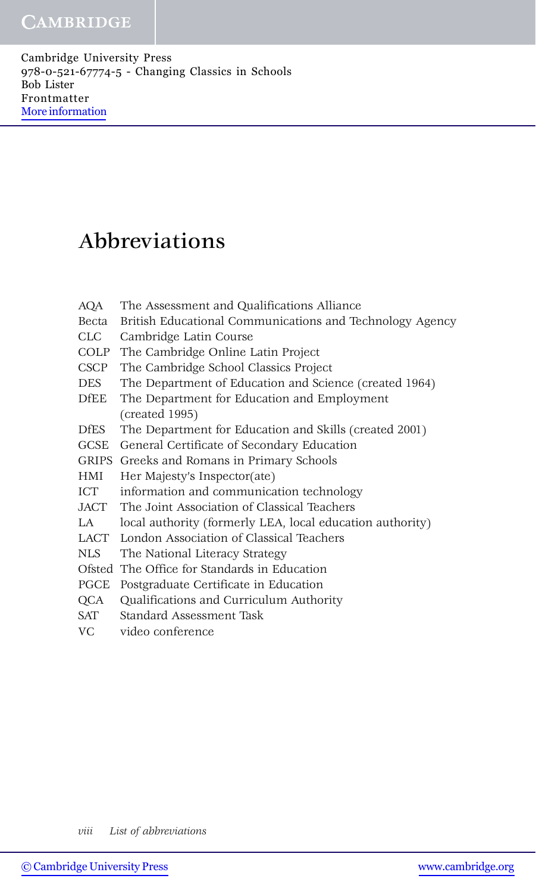# Abbreviations

| | |
|---|---|
| AQA | The Assessment and Qualifications Alliance |
| Becta | British Educational Communications and Technology Agency |
| CLC | Cambridge Latin Course |
| COLP | The Cambridge Online Latin Project |
| CSCP | The Cambridge School Classics Project |
| DES | The Department of Education and Science (created 1964) |
| DfEE | The Department for Education and Employment (created 1995) |
| DfES | The Department for Education and Skills (created 2001) |
| GCSE | General Certificate of Secondary Education |
| GRIPS | Greeks and Romans in Primary Schools |
| HMI | Her Majesty's Inspector(ate) |
| ICT | information and communication technology |
| JACT | The Joint Association of Classical Teachers |
| LA | local authority (formerly LEA, local education authority) |
| LACT | London Association of Classical Teachers |
| NLS | The National Literacy Strategy |
| Ofsted | The Office for Standards in Education |
| PGCE | Postgraduate Certificate in Education |
| QCA | Qualifications and Curriculum Authority |
| SAT | Standard Assessment Task |
| VC | video conference |